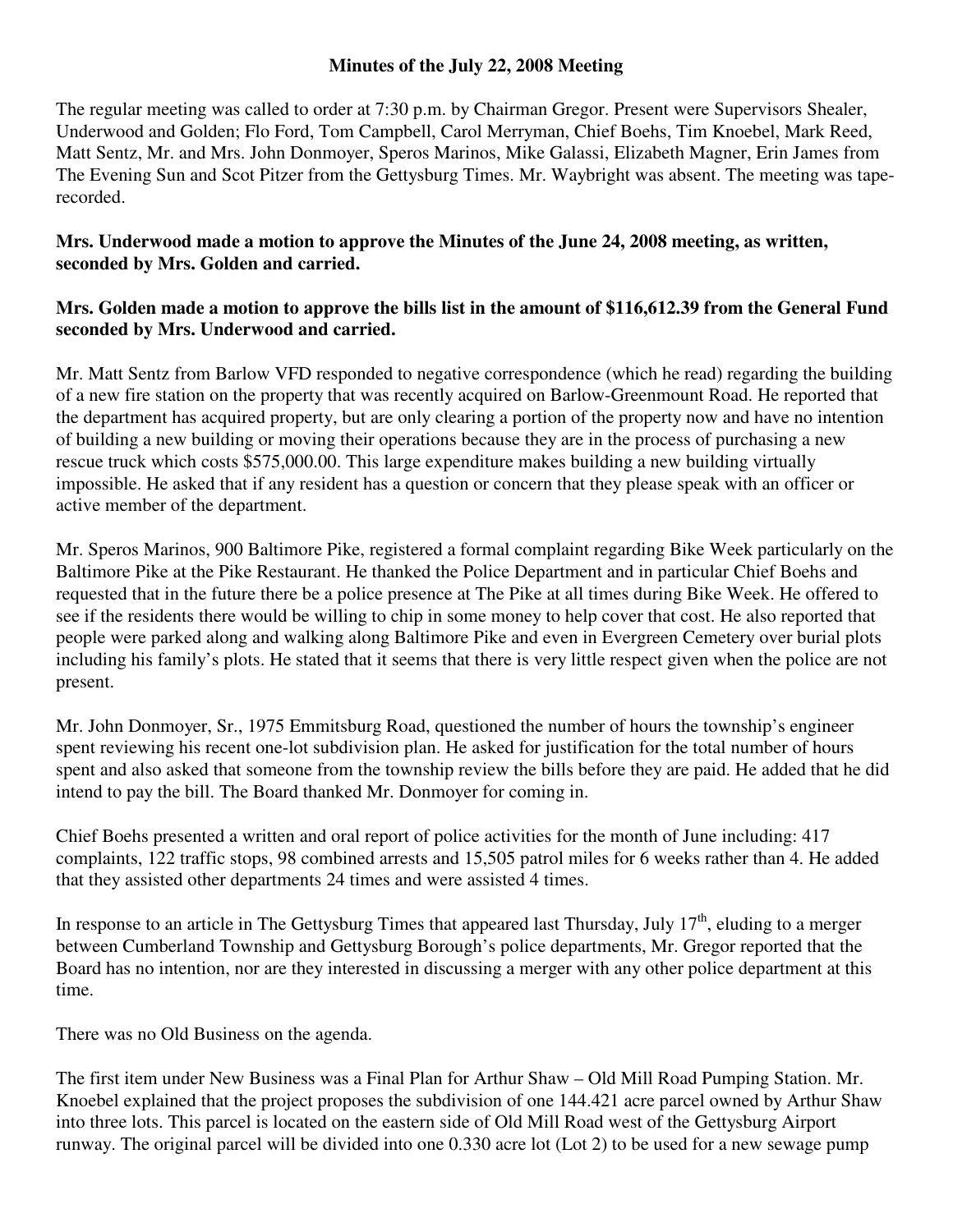**Minutes of the July 22, 2008 Meeting**

The regular meeting was called to order at 7:30 p.m. by Chairman Gregor. Present were Supervisors Shealer, Underwood and Golden; Flo Ford, Tom Campbell, Carol Merryman, Chief Boehs, Tim Knoebel, Mark Reed, Matt Sentz, Mr. and Mrs. John Donmoyer, Speros Marinos, Mike Galassi, Elizabeth Magner, Erin James from The Evening Sun and Scot Pitzer from the Gettysburg Times. Mr. Waybright was absent. The meeting was tape-recorded.

**Mrs. Underwood made a motion to approve the Minutes of the June 24, 2008 meeting, as written, seconded by Mrs. Golden and carried.**

**Mrs. Golden made a motion to approve the bills list in the amount of $116,612.39 from the General Fund seconded by Mrs. Underwood and carried.**

Mr. Matt Sentz from Barlow VFD responded to negative correspondence (which he read) regarding the building of a new fire station on the property that was recently acquired on Barlow-Greenmount Road. He reported that the department has acquired property, but are only clearing a portion of the property now and have no intention of building a new building or moving their operations because they are in the process of purchasing a new rescue truck which costs $575,000.00. This large expenditure makes building a new building virtually impossible. He asked that if any resident has a question or concern that they please speak with an officer or active member of the department.

Mr. Speros Marinos, 900 Baltimore Pike, registered a formal complaint regarding Bike Week particularly on the Baltimore Pike at the Pike Restaurant. He thanked the Police Department and in particular Chief Boehs and requested that in the future there be a police presence at The Pike at all times during Bike Week. He offered to see if the residents there would be willing to chip in some money to help cover that cost. He also reported that people were parked along and walking along Baltimore Pike and even in Evergreen Cemetery over burial plots including his family's plots. He stated that it seems that there is very little respect given when the police are not present.

Mr. John Donmoyer, Sr., 1975 Emmitsburg Road, questioned the number of hours the township's engineer spent reviewing his recent one-lot subdivision plan. He asked for justification for the total number of hours spent and also asked that someone from the township review the bills before they are paid. He added that he did intend to pay the bill. The Board thanked Mr. Donmoyer for coming in.

Chief Boehs presented a written and oral report of police activities for the month of June including: 417 complaints, 122 traffic stops, 98 combined arrests and 15,505 patrol miles for 6 weeks rather than 4. He added that they assisted other departments 24 times and were assisted 4 times.

In response to an article in The Gettysburg Times that appeared last Thursday, July 17th, eluding to a merger between Cumberland Township and Gettysburg Borough's police departments, Mr. Gregor reported that the Board has no intention, nor are they interested in discussing a merger with any other police department at this time.

There was no Old Business on the agenda.

The first item under New Business was a Final Plan for Arthur Shaw – Old Mill Road Pumping Station. Mr. Knoebel explained that the project proposes the subdivision of one 144.421 acre parcel owned by Arthur Shaw into three lots. This parcel is located on the eastern side of Old Mill Road west of the Gettysburg Airport runway. The original parcel will be divided into one 0.330 acre lot (Lot 2) to be used for a new sewage pump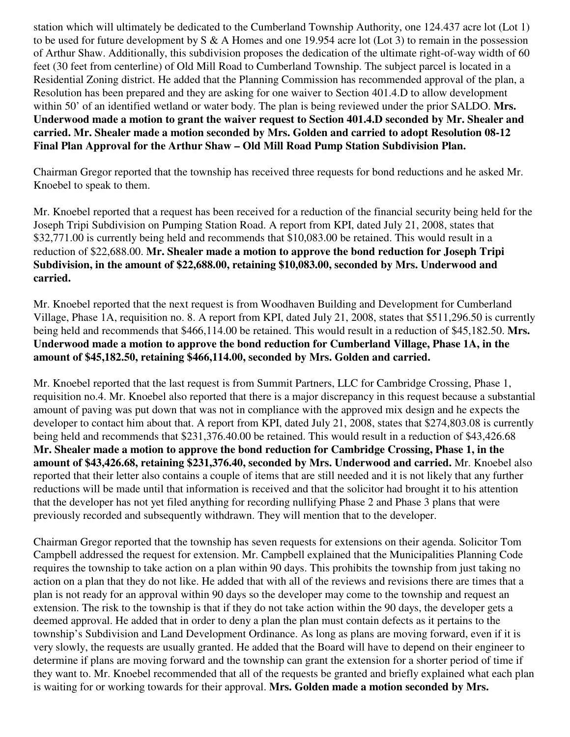station which will ultimately be dedicated to the Cumberland Township Authority, one 124.437 acre lot (Lot 1) to be used for future development by S & A Homes and one 19.954 acre lot (Lot 3) to remain in the possession of Arthur Shaw. Additionally, this subdivision proposes the dedication of the ultimate right-of-way width of 60 feet (30 feet from centerline) of Old Mill Road to Cumberland Township. The subject parcel is located in a Residential Zoning district. He added that the Planning Commission has recommended approval of the plan, a Resolution has been prepared and they are asking for one waiver to Section 401.4.D to allow development within 50' of an identified wetland or water body. The plan is being reviewed under the prior SALDO. **Mrs. Underwood made a motion to grant the waiver request to Section 401.4.D seconded by Mr. Shealer and carried. Mr. Shealer made a motion seconded by Mrs. Golden and carried to adopt Resolution 08-12 Final Plan Approval for the Arthur Shaw – Old Mill Road Pump Station Subdivision Plan.**

Chairman Gregor reported that the township has received three requests for bond reductions and he asked Mr. Knoebel to speak to them.

Mr. Knoebel reported that a request has been received for a reduction of the financial security being held for the Joseph Tripi Subdivision on Pumping Station Road. A report from KPI, dated July 21, 2008, states that $32,771.00 is currently being held and recommends that $10,083.00 be retained. This would result in a reduction of $22,688.00. **Mr. Shealer made a motion to approve the bond reduction for Joseph Tripi Subdivision, in the amount of $22,688.00, retaining $10,083.00, seconded by Mrs. Underwood and carried.**

Mr. Knoebel reported that the next request is from Woodhaven Building and Development for Cumberland Village, Phase 1A, requisition no. 8. A report from KPI, dated July 21, 2008, states that $511,296.50 is currently being held and recommends that $466,114.00 be retained. This would result in a reduction of $45,182.50. **Mrs. Underwood made a motion to approve the bond reduction for Cumberland Village, Phase 1A, in the amount of $45,182.50, retaining $466,114.00, seconded by Mrs. Golden and carried.**

Mr. Knoebel reported that the last request is from Summit Partners, LLC for Cambridge Crossing, Phase 1, requisition no.4. Mr. Knoebel also reported that there is a major discrepancy in this request because a substantial amount of paving was put down that was not in compliance with the approved mix design and he expects the developer to contact him about that. A report from KPI, dated July 21, 2008, states that $274,803.08 is currently being held and recommends that $231,376.40.00 be retained. This would result in a reduction of $43,426.68 **Mr. Shealer made a motion to approve the bond reduction for Cambridge Crossing, Phase 1, in the amount of $43,426.68, retaining $231,376.40, seconded by Mrs. Underwood and carried.** Mr. Knoebel also reported that their letter also contains a couple of items that are still needed and it is not likely that any further reductions will be made until that information is received and that the solicitor had brought it to his attention that the developer has not yet filed anything for recording nullifying Phase 2 and Phase 3 plans that were previously recorded and subsequently withdrawn. They will mention that to the developer.

Chairman Gregor reported that the township has seven requests for extensions on their agenda. Solicitor Tom Campbell addressed the request for extension. Mr. Campbell explained that the Municipalities Planning Code requires the township to take action on a plan within 90 days. This prohibits the township from just taking no action on a plan that they do not like. He added that with all of the reviews and revisions there are times that a plan is not ready for an approval within 90 days so the developer may come to the township and request an extension. The risk to the township is that if they do not take action within the 90 days, the developer gets a deemed approval. He added that in order to deny a plan the plan must contain defects as it pertains to the township's Subdivision and Land Development Ordinance. As long as plans are moving forward, even if it is very slowly, the requests are usually granted. He added that the Board will have to depend on their engineer to determine if plans are moving forward and the township can grant the extension for a shorter period of time if they want to. Mr. Knoebel recommended that all of the requests be granted and briefly explained what each plan is waiting for or working towards for their approval. **Mrs. Golden made a motion seconded by Mrs.**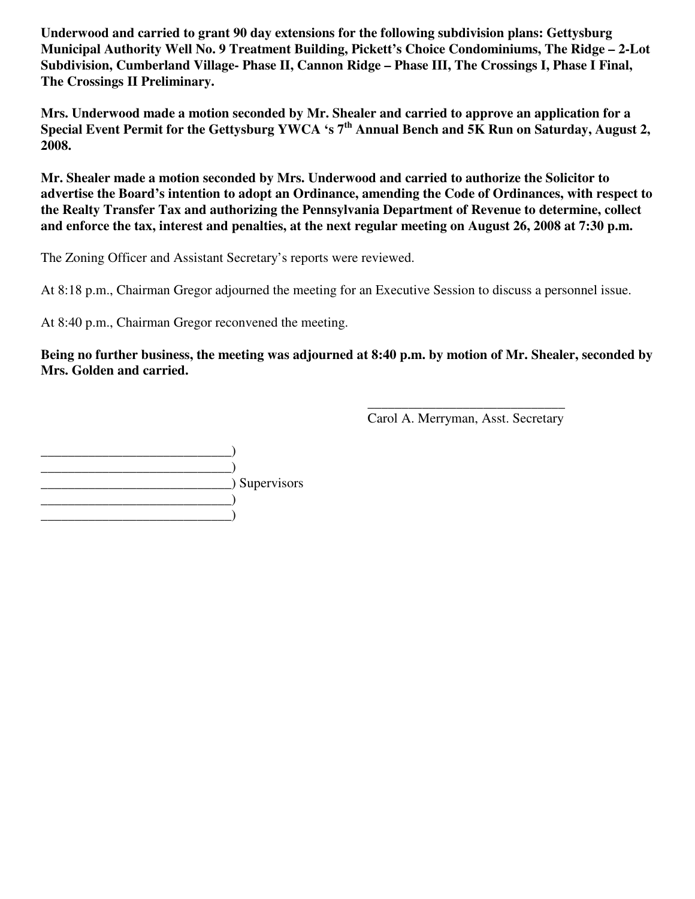**Underwood and carried to grant 90 day extensions for the following subdivision plans: Gettysburg Municipal Authority Well No. 9 Treatment Building, Pickett's Choice Condominiums, The Ridge – 2-Lot Subdivision, Cumberland Village- Phase II, Cannon Ridge – Phase III, The Crossings I, Phase I Final, The Crossings II Preliminary.**

**Mrs. Underwood made a motion seconded by Mr. Shealer and carried to approve an application for a Special Event Permit for the Gettysburg YWCA 's 7th Annual Bench and 5K Run on Saturday, August 2, 2008.**

**Mr. Shealer made a motion seconded by Mrs. Underwood and carried to authorize the Solicitor to advertise the Board's intention to adopt an Ordinance, amending the Code of Ordinances, with respect to the Realty Transfer Tax and authorizing the Pennsylvania Department of Revenue to determine, collect and enforce the tax, interest and penalties, at the next regular meeting on August 26, 2008 at 7:30 p.m.**

The Zoning Officer and Assistant Secretary's reports were reviewed.

At 8:18 p.m., Chairman Gregor adjourned the meeting for an Executive Session to discuss a personnel issue.

At 8:40 p.m., Chairman Gregor reconvened the meeting.

**Being no further business, the meeting was adjourned at 8:40 p.m. by motion of Mr. Shealer, seconded by Mrs. Golden and carried.**

\_\_\_\_\_\_\_\_\_\_\_\_\_\_\_\_\_\_\_\_\_\_\_\_\_\_\_\_\_\_
Carol A. Merryman, Asst. Secretary

\_\_\_\_\_\_\_\_\_\_\_\_\_\_\_\_\_\_\_\_\_\_\_\_\_\_\_\_\_)
\_\_\_\_\_\_\_\_\_\_\_\_\_\_\_\_\_\_\_\_\_\_\_\_\_\_\_\_\_)
\_\_\_\_\_\_\_\_\_\_\_\_\_\_\_\_\_\_\_\_\_\_\_\_\_\_\_\_\_) Supervisors
\_\_\_\_\_\_\_\_\_\_\_\_\_\_\_\_\_\_\_\_\_\_\_\_\_\_\_\_\_)
\_\_\_\_\_\_\_\_\_\_\_\_\_\_\_\_\_\_\_\_\_\_\_\_\_\_\_\_\_)